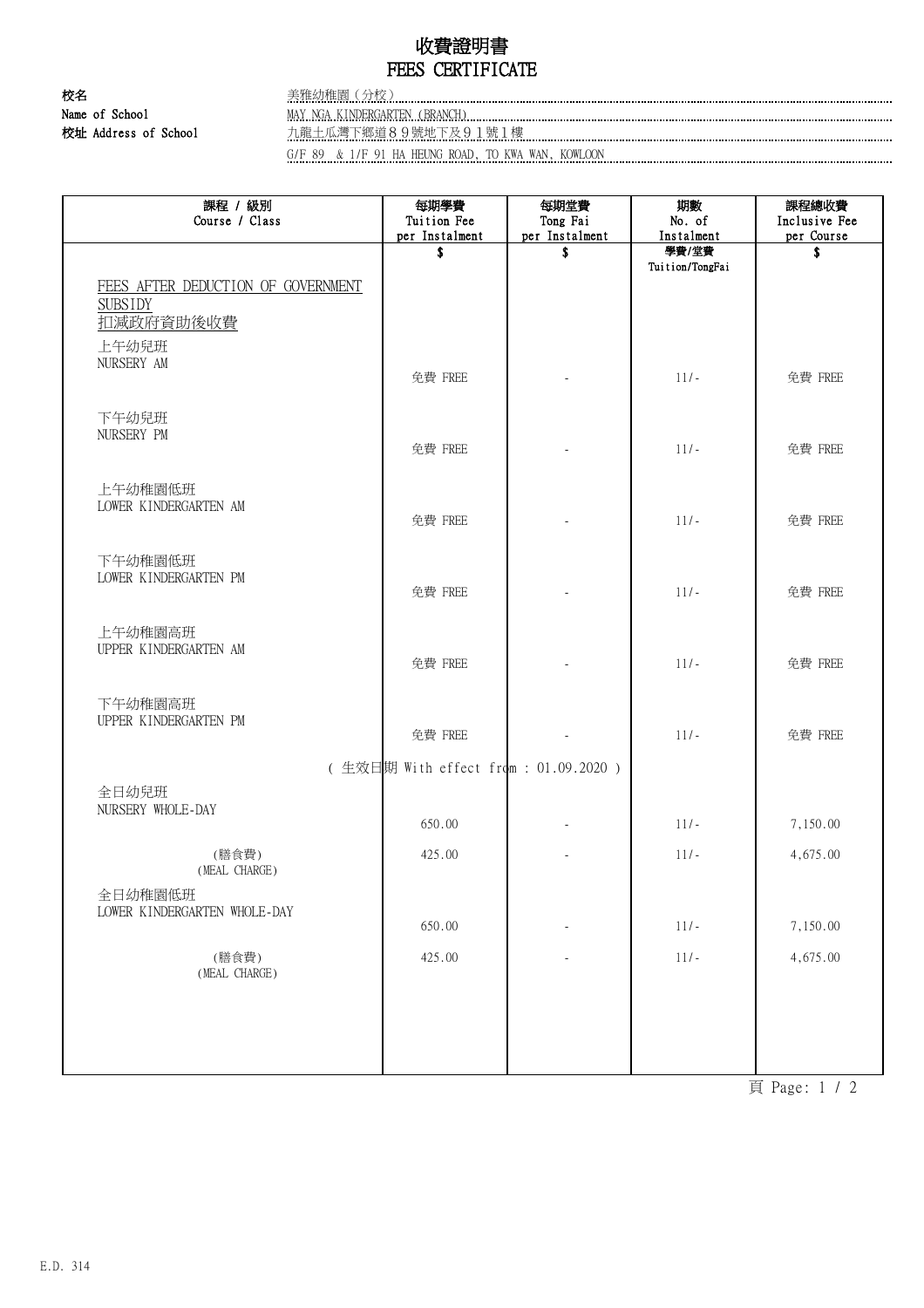# 收費證明書
# FEES CERTIFICATE

**校名** 美雅幼稚園（分校）
**Name of School** MAY NGA KINDERGARTEN (BRANCH)
**校址 Address of School** 九龍土瓜灣下鄉道８９號地下及９１號１樓
G/F 89 & 1/F 91 HA HEUNG ROAD, TO KWA WAN, KOWLOON

| 課程 / 級別 Course / Class | 每期學費 Tuition Fee per Instalment | 每期堂費 Tong Fai per Instalment | 期數 No. of Instalment | 課程總收費 Inclusive Fee per Course |
|---|---|---|---|---|
| | $ | $ | 學費/堂費 Tuition/TongFai | $ |
| FEES AFTER DEDUCTION OF GOVERNMENT SUBSIDY 扣減政府資助後收費 | | | | |
| 上午幼兒班 NURSERY AM | 免費 FREE | - | 11/- | 免費 FREE |
| 下午幼兒班 NURSERY PM | 免費 FREE | - | 11/- | 免費 FREE |
| 上午幼稚園低班 LOWER KINDERGARTEN AM | 免費 FREE | - | 11/- | 免費 FREE |
| 下午幼稚園低班 LOWER KINDERGARTEN PM | 免費 FREE | - | 11/- | 免費 FREE |
| 上午幼稚園高班 UPPER KINDERGARTEN AM | 免費 FREE | - | 11/- | 免費 FREE |
| 下午幼稚園高班 UPPER KINDERGARTEN PM | 免費 FREE | - | 11/- | 免費 FREE |
| ( 生效日期 With effect from : 01.09.2020 ) | | | | |
| 全日幼兒班 NURSERY WHOLE-DAY | 650.00 | - | 11/- | 7,150.00 |
| (膳食費) (MEAL CHARGE) | 425.00 | - | 11/- | 4,675.00 |
| 全日幼稚園低班 LOWER KINDERGARTEN WHOLE-DAY | 650.00 | - | 11/- | 7,150.00 |
| (膳食費) (MEAL CHARGE) | 425.00 | - | 11/- | 4,675.00 |

E.D. 314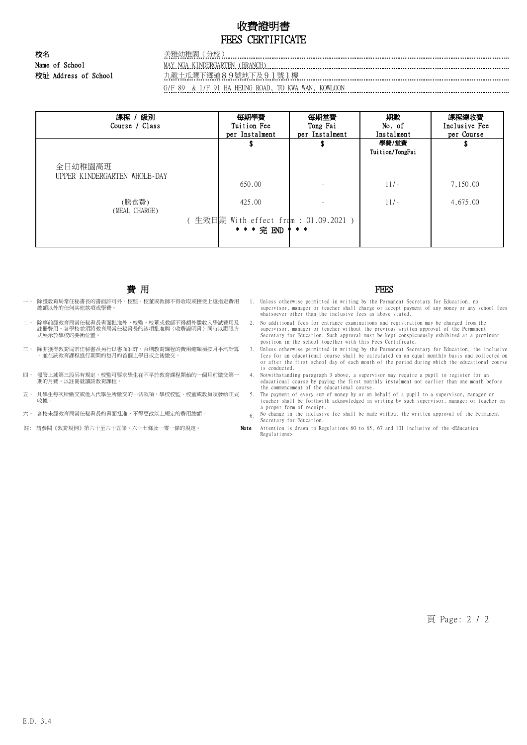# 收費證明書
# FEES CERTIFICATE

**校名**
**Name of School** 美雅幼稚園（分校）
MAY NGA KINDERGARTEN (BRANCH)

**校址 Address of School** 九龍土瓜灣下鄉道８９號地下及９１號１樓
G/F 89 & 1/F 91 HA HEUNG ROAD, TO KWA WAN, KOWLOON

| 課程 / 級別<br>Course / Class | 每期學費<br>Tuition Fee<br>per Instalment | 每期堂費<br>Tong Fai<br>per Instalment | 期數<br>No. of<br>Instalment | 課程總收費<br>Inclusive Fee<br>per Course |
|---|---|---|---|---|
| | $ | $ | 學費/堂費<br>Tuition/TongFai | $ |
| 全日幼稚園高班<br>UPPER KINDERGARTEN WHOLE-DAY | 650.00 | - | 11/- | 7,150.00 |
| (膳食費)<br>(MEAL CHARGE) | 425.00 | - | 11/- | 4,675.00 |
| ( 生效日期 With effect from : 01.09.2021 )<br>* * * 完 END * * * | | | | |

## 費 用

一、 除獲教育局常任秘書長的書面許可外，校監、校董或教師不得收取或接受上述指定費用總額以外的任何其他款項或學費。

二、 除事前經教育局常任秘書長書面批准外，校監、校董或教師不得額外徵收入學試費用及註冊費用。各學校並須將教育局常任秘書長的該項批准與〈收費證明書〉同時以顯眼方式展示於學校的要衝位置。

三、 除非獲得教育局常任秘書長另行以書面准許，否則教育課程的費用總額須按月平均計算，並在該教育課程進行期間的每月的首個上學日或之後繳交。

四、 儘管上述第三段另有規定，校監可要求學生在不早於教育課程開始的一個月前繳交第一期的月費，以註冊就讀該教育課程。

五、 凡學生每次所繳交或他人代學生所繳交的一切款項，學校校監、校董或教員須發給正式收據。

六、 各校未經教育局常任秘書長的書面批准，不得更改以上規定的費用總額。

註: 請參閱《教育規例》第六十至六十五條、六十七條及一零一條的規定。

## FEES

1. Unless otherwise permitted in writing by the Permanent Secretary for Education, no supervisor, manager or teacher shall charge or accept payment of any money or any school fees whatsoever other than the inclusive fees as above stated.
2. No additional fees for entrance examinations and registration may be charged from the supervisor, manager or teacher without the previous written approval of the Permanent Secretary for Education. Such approval must be kept conspicuously exhibited at a prominent position in the school together with this Fees Certificate.
3. Unless otherwise permitted in writing by the Permanent Secretary for Education, the inclusive fees for an educational course shall be calculated on an equal monthly basis and collected on or after the first school day of each month of the period during which the educational course is conducted.
4. Notwithstanding paragraph 3 above, a supervisor may require a pupil to register for an educational course by paying the first monthly instalment not earlier than one month before the commencement of the educational course.
5. The payment of every sum of money by or on behalf of a pupil to a supervisor, manager or teacher shall be forthwith acknowledged in writing by such supervisor, manager or teacher on a proper form of receipt.
6. No change in the inclusive fee shall be made without the written approval of the Permanent Secretary for Education.

**Note** Attention is drawn to Regulations 60 to 65, 67 and 101 inclusive of the <Education Regulations>

E.D. 314